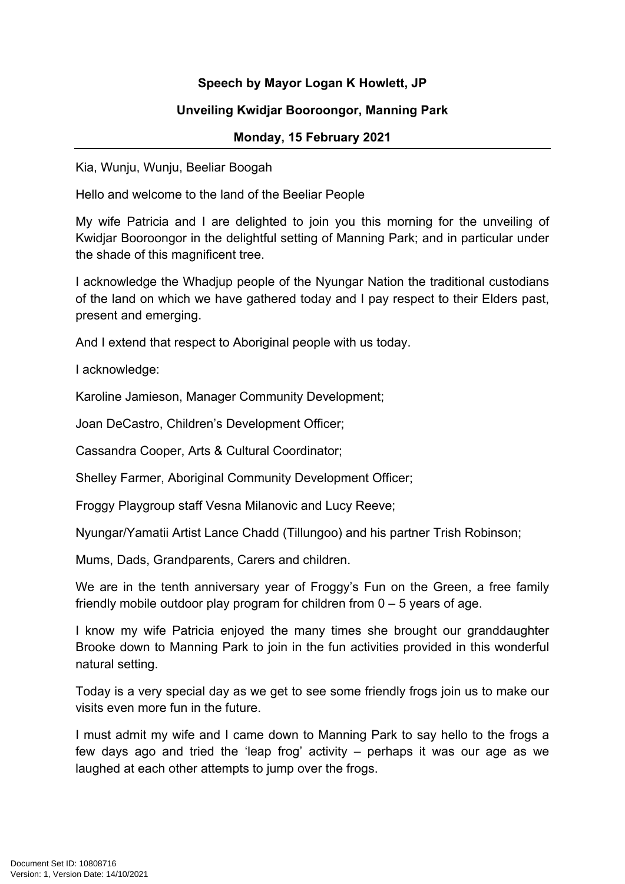**Speech by Mayor Logan K Howlett, JP**

**Unveiling Kwidjar Booroongor, Manning Park**

**Monday, 15 February 2021**

---

Kia, Wunju, Wunju, Beeliar Boogah

Hello and welcome to the land of the Beeliar People

My wife Patricia and I are delighted to join you this morning for the unveiling of Kwidjar Booroongor in the delightful setting of Manning Park; and in particular under the shade of this magnificent tree.

I acknowledge the Whadjup people of the Nyungar Nation the traditional custodians of the land on which we have gathered today and I pay respect to their Elders past, present and emerging.

And I extend that respect to Aboriginal people with us today.

I acknowledge:

Karoline Jamieson, Manager Community Development;

Joan DeCastro, Children's Development Officer;

Cassandra Cooper, Arts & Cultural Coordinator;

Shelley Farmer, Aboriginal Community Development Officer;

Froggy Playgroup staff Vesna Milanovic and Lucy Reeve;

Nyungar/Yamatii Artist Lance Chadd (Tillungoo) and his partner Trish Robinson;

Mums, Dads, Grandparents, Carers and children.

We are in the tenth anniversary year of Froggy's Fun on the Green, a free family friendly mobile outdoor play program for children from 0 – 5 years of age.

I know my wife Patricia enjoyed the many times she brought our granddaughter Brooke down to Manning Park to join in the fun activities provided in this wonderful natural setting.

Today is a very special day as we get to see some friendly frogs join us to make our visits even more fun in the future.

I must admit my wife and I came down to Manning Park to say hello to the frogs a few days ago and tried the 'leap frog' activity – perhaps it was our age as we laughed at each other attempts to jump over the frogs.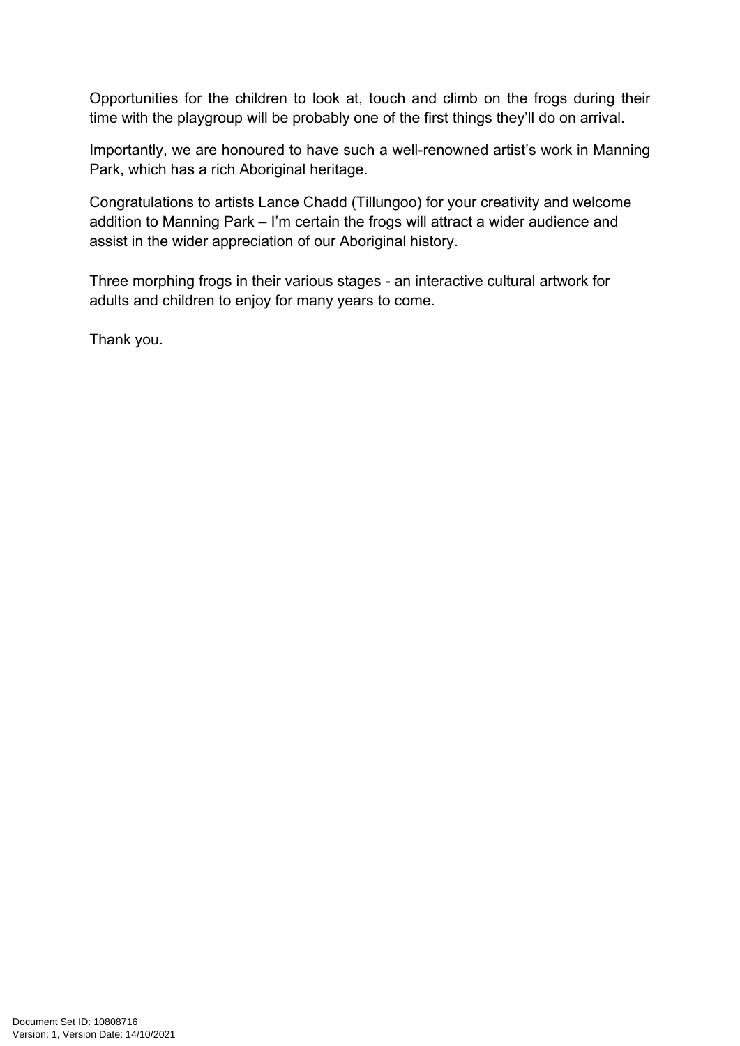Opportunities for the children to look at, touch and climb on the frogs during their time with the playgroup will be probably one of the first things they'll do on arrival.

Importantly, we are honoured to have such a well-renowned artist's work in Manning Park, which has a rich Aboriginal heritage.

Congratulations to artists Lance Chadd (Tillungoo) for your creativity and welcome addition to Manning Park – I'm certain the frogs will attract a wider audience and assist in the wider appreciation of our Aboriginal history.

Three morphing frogs in their various stages - an interactive cultural artwork for adults and children to enjoy for many years to come.

Thank you.